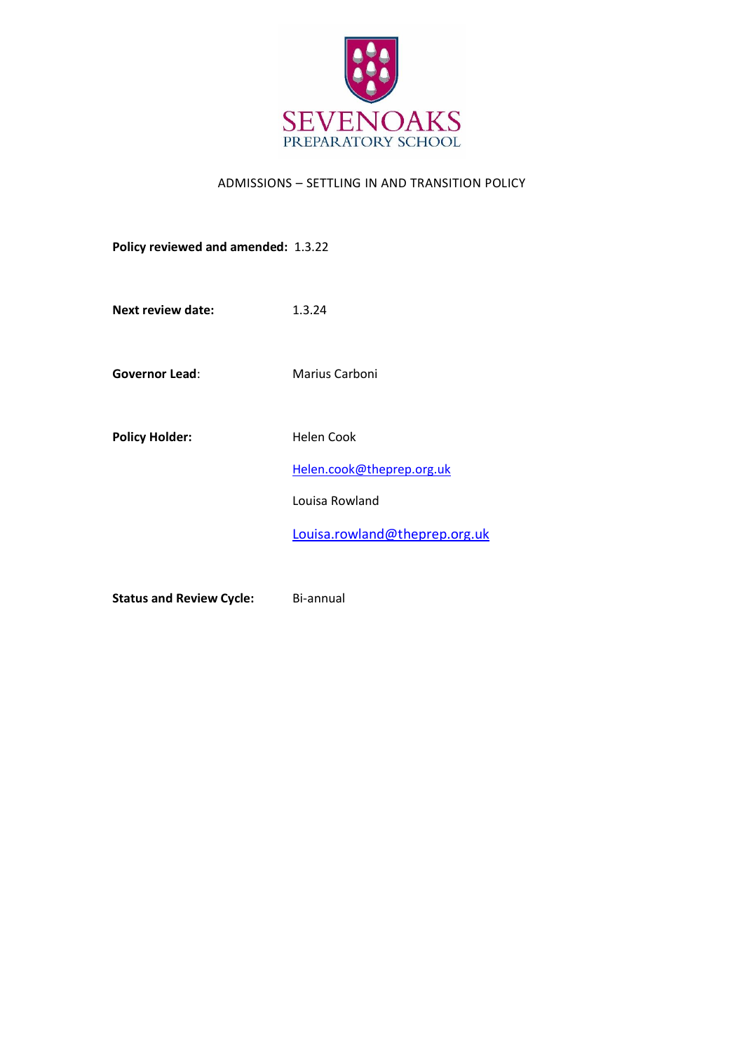SEVENOAKS
PREPARATORY SCHOOL

# ADMISSIONS – SETTLING IN AND TRANSITION POLICY

| | |
|---|---|
| **Policy reviewed and amended:** | 1.3.22 |
| **Next review date:** | 1.3.24 |
| **Governor Lead**: | Marius Carboni |
| **Policy Holder:** | Helen Cook<br>Helen.cook@theprep.org.uk<br>Louisa Rowland<br>Louisa.rowland@theprep.org.uk |
| **Status and Review Cycle:** | Bi-annual |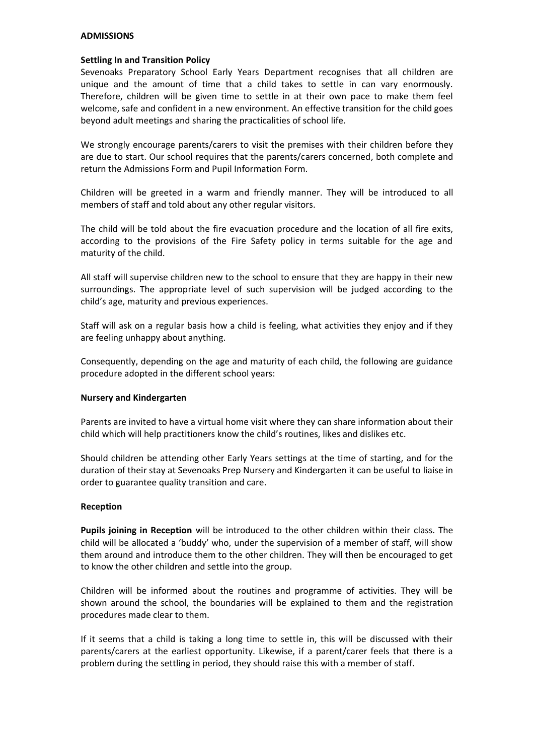**ADMISSIONS**

**Settling In and Transition Policy**

Sevenoaks Preparatory School Early Years Department recognises that all children are unique and the amount of time that a child takes to settle in can vary enormously. Therefore, children will be given time to settle in at their own pace to make them feel welcome, safe and confident in a new environment. An effective transition for the child goes beyond adult meetings and sharing the practicalities of school life.

We strongly encourage parents/carers to visit the premises with their children before they are due to start. Our school requires that the parents/carers concerned, both complete and return the Admissions Form and Pupil Information Form.

Children will be greeted in a warm and friendly manner. They will be introduced to all members of staff and told about any other regular visitors.

The child will be told about the fire evacuation procedure and the location of all fire exits, according to the provisions of the Fire Safety policy in terms suitable for the age and maturity of the child.

All staff will supervise children new to the school to ensure that they are happy in their new surroundings. The appropriate level of such supervision will be judged according to the child's age, maturity and previous experiences.

Staff will ask on a regular basis how a child is feeling, what activities they enjoy and if they are feeling unhappy about anything.

Consequently, depending on the age and maturity of each child, the following are guidance procedure adopted in the different school years:

**Nursery and Kindergarten**

Parents are invited to have a virtual home visit where they can share information about their child which will help practitioners know the child's routines, likes and dislikes etc.

Should children be attending other Early Years settings at the time of starting, and for the duration of their stay at Sevenoaks Prep Nursery and Kindergarten it can be useful to liaise in order to guarantee quality transition and care.

**Reception**

**Pupils joining in Reception** will be introduced to the other children within their class. The child will be allocated a 'buddy' who, under the supervision of a member of staff, will show them around and introduce them to the other children. They will then be encouraged to get to know the other children and settle into the group.

Children will be informed about the routines and programme of activities. They will be shown around the school, the boundaries will be explained to them and the registration procedures made clear to them.

If it seems that a child is taking a long time to settle in, this will be discussed with their parents/carers at the earliest opportunity. Likewise, if a parent/carer feels that there is a problem during the settling in period, they should raise this with a member of staff.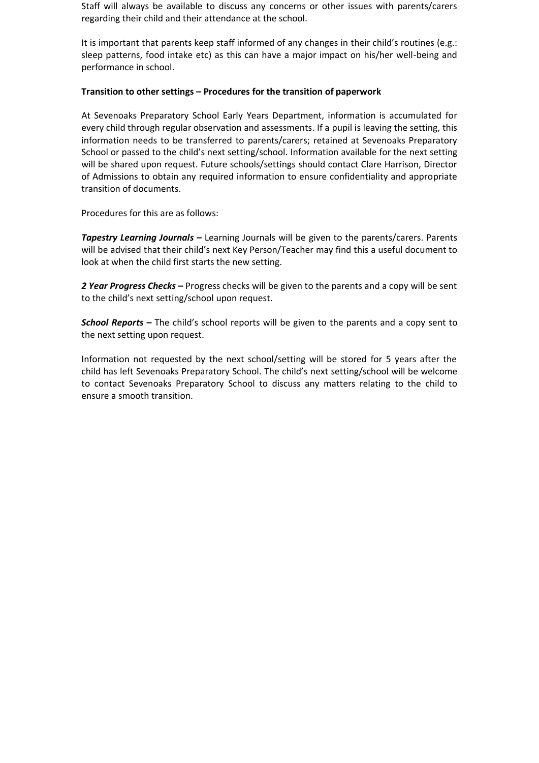Staff will always be available to discuss any concerns or other issues with parents/carers regarding their child and their attendance at the school.

It is important that parents keep staff informed of any changes in their child's routines (e.g.: sleep patterns, food intake etc) as this can have a major impact on his/her well-being and performance in school.

**Transition to other settings – Procedures for the transition of paperwork**

At Sevenoaks Preparatory School Early Years Department, information is accumulated for every child through regular observation and assessments. If a pupil is leaving the setting, this information needs to be transferred to parents/carers; retained at Sevenoaks Preparatory School or passed to the child's next setting/school. Information available for the next setting will be shared upon request. Future schools/settings should contact Clare Harrison, Director of Admissions to obtain any required information to ensure confidentiality and appropriate transition of documents.

Procedures for this are as follows:

***Tapestry Learning Journals –*** Learning Journals will be given to the parents/carers. Parents will be advised that their child's next Key Person/Teacher may find this a useful document to look at when the child first starts the new setting.

***2 Year Progress Checks –*** Progress checks will be given to the parents and a copy will be sent to the child's next setting/school upon request.

***School Reports –*** The child's school reports will be given to the parents and a copy sent to the next setting upon request.

Information not requested by the next school/setting will be stored for 5 years after the child has left Sevenoaks Preparatory School. The child's next setting/school will be welcome to contact Sevenoaks Preparatory School to discuss any matters relating to the child to ensure a smooth transition.